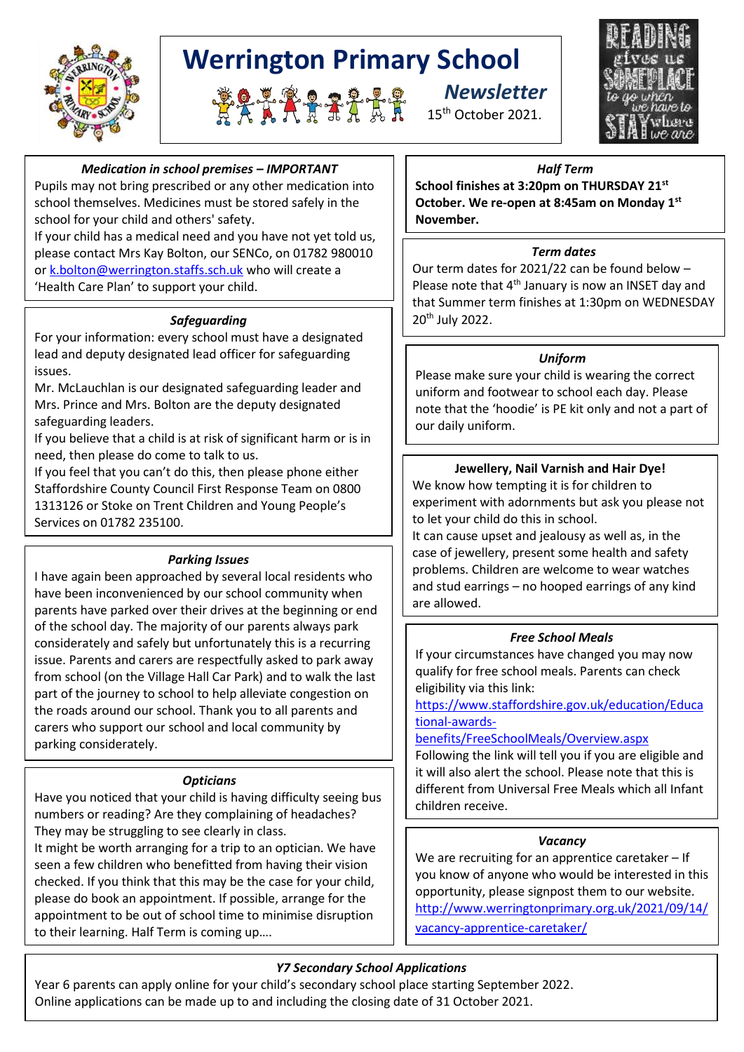# Werrington Primary School

## Newsletter

15th October 2021.

### *Medication in school premises – IMPORTANT*

Pupils may not bring prescribed or any other medication into school themselves. Medicines must be stored safely in the school for your child and others' safety.

If your child has a medical need and you have not yet told us, please contact Mrs Kay Bolton, our SENCo, on 01782 980010 or k.bolton@werrington.staffs.sch.uk who will create a 'Health Care Plan' to support your child.

### *Safeguarding*

For your information: every school must have a designated lead and deputy designated lead officer for safeguarding issues.

Mr. McLauchlan is our designated safeguarding leader and Mrs. Prince and Mrs. Bolton are the deputy designated safeguarding leaders.

If you believe that a child is at risk of significant harm or is in need, then please do come to talk to us.

If you feel that you can't do this, then please phone either Staffordshire County Council First Response Team on 0800 1313126 or Stoke on Trent Children and Young People's Services on 01782 235100.

### *Parking Issues*

I have again been approached by several local residents who have been inconvenienced by our school community when parents have parked over their drives at the beginning or end of the school day. The majority of our parents always park considerately and safely but unfortunately this is a recurring issue. Parents and carers are respectfully asked to park away from school (on the Village Hall Car Park) and to walk the last part of the journey to school to help alleviate congestion on the roads around our school. Thank you to all parents and carers who support our school and local community by parking considerately.

### *Opticians*

Have you noticed that your child is having difficulty seeing bus numbers or reading? Are they complaining of headaches? They may be struggling to see clearly in class.

It might be worth arranging for a trip to an optician. We have seen a few children who benefitted from having their vision checked. If you think that this may be the case for your child, please do book an appointment. If possible, arrange for the appointment to be out of school time to minimise disruption to their learning. Half Term is coming up….

### *Half Term*

**School finishes at 3:20pm on THURSDAY 21st October. We re-open at 8:45am on Monday 1st November.**

### *Term dates*

Our term dates for 2021/22 can be found below – Please note that 4th January is now an INSET day and that Summer term finishes at 1:30pm on WEDNESDAY 20th July 2022.

### *Uniform*

Please make sure your child is wearing the correct uniform and footwear to school each day. Please note that the 'hoodie' is PE kit only and not a part of our daily uniform.

### Jewellery, Nail Varnish and Hair Dye!

We know how tempting it is for children to experiment with adornments but ask you please not to let your child do this in school.

It can cause upset and jealousy as well as, in the case of jewellery, present some health and safety problems. Children are welcome to wear watches and stud earrings – no hooped earrings of any kind are allowed.

### *Free School Meals*

If your circumstances have changed you may now qualify for free school meals. Parents can check eligibility via this link:

https://www.staffordshire.gov.uk/education/Educational-awards-benefits/FreeSchoolMeals/Overview.aspx

Following the link will tell you if you are eligible and it will also alert the school. Please note that this is different from Universal Free Meals which all Infant children receive.

### *Vacancy*

We are recruiting for an apprentice caretaker – If you know of anyone who would be interested in this opportunity, please signpost them to our website.

http://www.werringtonprimary.org.uk/2021/09/14/vacancy-apprentice-caretaker/

### *Y7 Secondary School Applications*

Year 6 parents can apply online for your child's secondary school place starting September 2022.

Online applications can be made up to and including the closing date of 31 October 2021.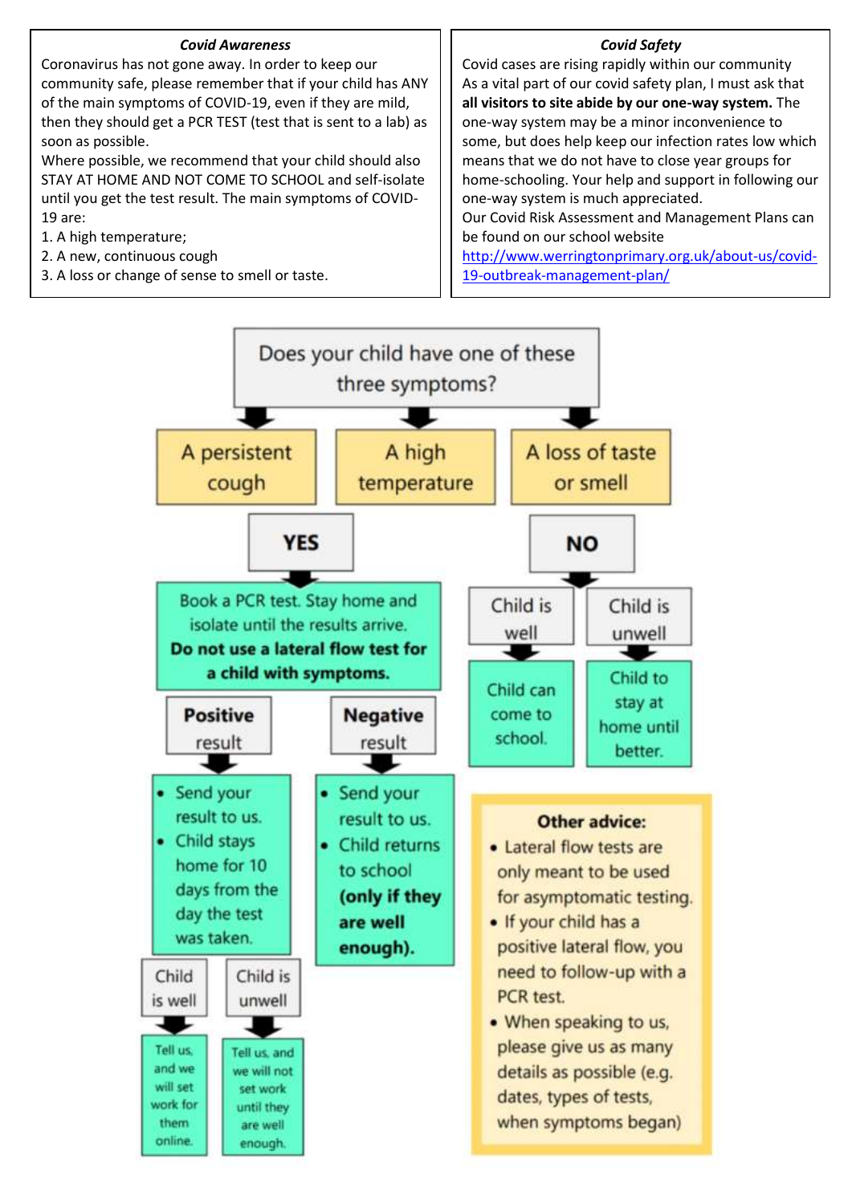### *Covid Awareness*

Coronavirus has not gone away. In order to keep our community safe, please remember that if your child has ANY of the main symptoms of COVID-19, even if they are mild, then they should get a PCR TEST (test that is sent to a lab) as soon as possible.

Where possible, we recommend that your child should also STAY AT HOME AND NOT COME TO SCHOOL and self-isolate until you get the test result. The main symptoms of COVID-19 are:

1. A high temperature;
2. A new, continuous cough
3. A loss or change of sense to smell or taste.

### *Covid Safety*

Covid cases are rising rapidly within our community

As a vital part of our covid safety plan, I must ask that **all visitors to site abide by our one-way system.** The one-way system may be a minor inconvenience to some, but does help keep our infection rates low which means that we do not have to close year groups for home-schooling. Your help and support in following our one-way system is much appreciated.

Our Covid Risk Assessment and Management Plans can be found on our school website http://www.werringtonprimary.org.uk/about-us/covid-19-outbreak-management-plan/

Does your child have one of these three symptoms?

- A persistent cough
- A high temperature
- A loss of taste or smell

**YES**

Book a PCR test. Stay home and isolate until the results arrive.
**Do not use a lateral flow test for a child with symptoms.**

**Positive** result

- Send your result to us.
- Child stays home for 10 days from the day the test was taken.

Child is well – Tell us, and we will set work for them online.

Child is unwell – Tell us, and we will not set work until they are well enough.

**Negative** result

- Send your result to us.
- Child returns to school **(only if they are well enough).**

**NO**

Child is well – Child can come to school.

Child is unwell – Child to stay at home until better.

**Other advice:**

- Lateral flow tests are only meant to be used for asymptomatic testing.
- If your child has a positive lateral flow, you need to follow-up with a PCR test.
- When speaking to us, please give us as many details as possible (e.g. dates, types of tests, when symptoms began)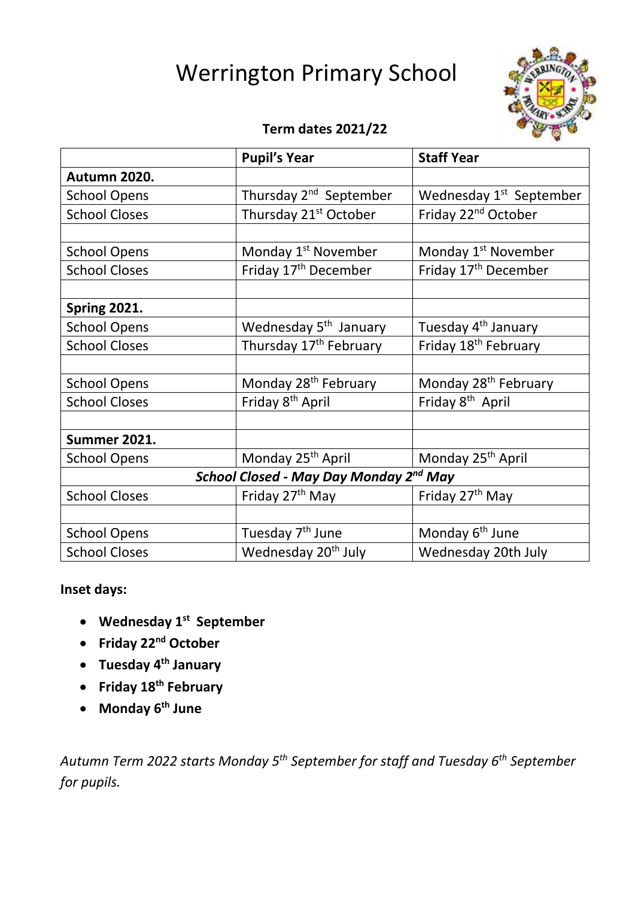# Werrington Primary School

**Term dates 2021/22**

| | **Pupil's Year** | **Staff Year** |
|---|---|---|
| **Autumn 2020.** | | |
| School Opens | Thursday 2nd September | Wednesday 1st September |
| School Closes | Thursday 21st October | Friday 22nd October |
| | | |
| School Opens | Monday 1st November | Monday 1st November |
| School Closes | Friday 17th December | Friday 17th December |
| | | |
| **Spring 2021.** | | |
| School Opens | Wednesday 5th January | Tuesday 4th January |
| School Closes | Thursday 17th February | Friday 18th February |
| | | |
| School Opens | Monday 28th February | Monday 28th February |
| School Closes | Friday 8th April | Friday 8th April |
| | | |
| **Summer 2021.** | | |
| School Opens | Monday 25th April | Monday 25th April |
| ***School Closed - May Day Monday 2nd May*** | | |
| School Closes | Friday 27th May | Friday 27th May |
| | | |
| School Opens | Tuesday 7th June | Monday 6th June |
| School Closes | Wednesday 20th July | Wednesday 20th July |

**Inset days:**

- **Wednesday 1st September**
- **Friday 22nd October**
- **Tuesday 4th January**
- **Friday 18th February**
- **Monday 6th June**

*Autumn Term 2022 starts Monday 5th September for staff and Tuesday 6th September for pupils.*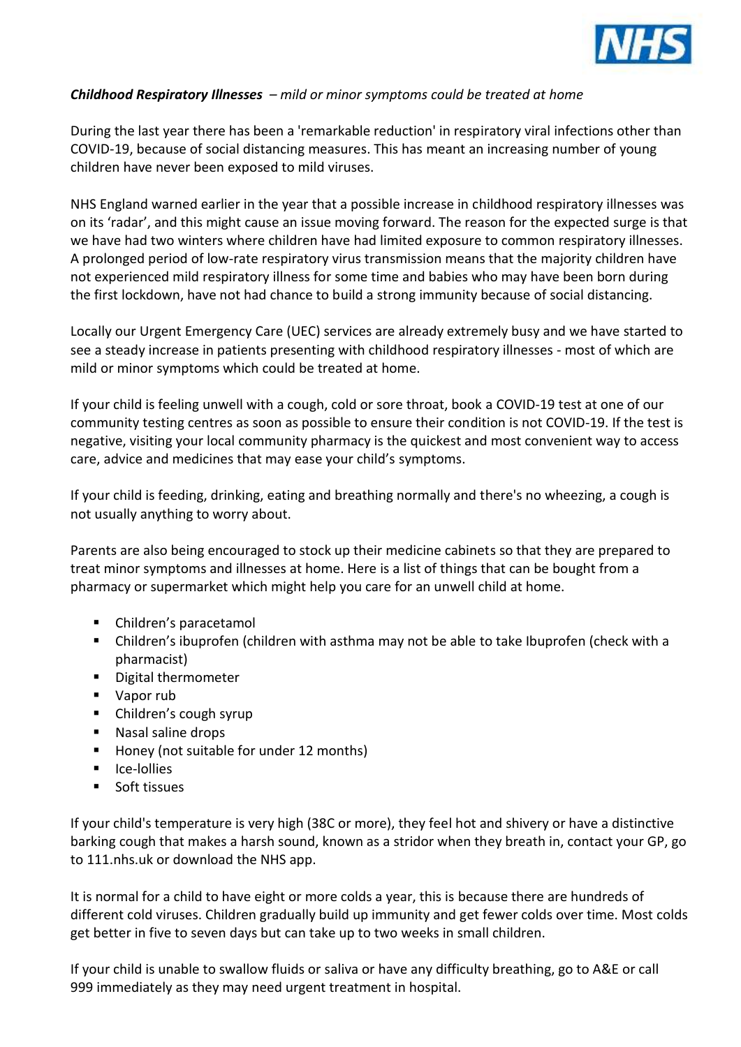***Childhood Respiratory Illnesses*** *– mild or minor symptoms could be treated at home*

During the last year there has been a 'remarkable reduction' in respiratory viral infections other than COVID-19, because of social distancing measures. This has meant an increasing number of young children have never been exposed to mild viruses.

NHS England warned earlier in the year that a possible increase in childhood respiratory illnesses was on its 'radar', and this might cause an issue moving forward. The reason for the expected surge is that we have had two winters where children have had limited exposure to common respiratory illnesses. A prolonged period of low-rate respiratory virus transmission means that the majority children have not experienced mild respiratory illness for some time and babies who may have been born during the first lockdown, have not had chance to build a strong immunity because of social distancing.

Locally our Urgent Emergency Care (UEC) services are already extremely busy and we have started to see a steady increase in patients presenting with childhood respiratory illnesses - most of which are mild or minor symptoms which could be treated at home.

If your child is feeling unwell with a cough, cold or sore throat, book a COVID-19 test at one of our community testing centres as soon as possible to ensure their condition is not COVID-19. If the test is negative, visiting your local community pharmacy is the quickest and most convenient way to access care, advice and medicines that may ease your child's symptoms.

If your child is feeding, drinking, eating and breathing normally and there's no wheezing, a cough is not usually anything to worry about.

Parents are also being encouraged to stock up their medicine cabinets so that they are prepared to treat minor symptoms and illnesses at home. Here is a list of things that can be bought from a pharmacy or supermarket which might help you care for an unwell child at home.

- Children's paracetamol
- Children's ibuprofen (children with asthma may not be able to take Ibuprofen (check with a pharmacist)
- Digital thermometer
- Vapor rub
- Children's cough syrup
- Nasal saline drops
- Honey (not suitable for under 12 months)
- Ice-lollies
- Soft tissues

If your child's temperature is very high (38C or more), they feel hot and shivery or have a distinctive barking cough that makes a harsh sound, known as a stridor when they breath in, contact your GP, go to 111.nhs.uk or download the NHS app.

It is normal for a child to have eight or more colds a year, this is because there are hundreds of different cold viruses. Children gradually build up immunity and get fewer colds over time. Most colds get better in five to seven days but can take up to two weeks in small children.

If your child is unable to swallow fluids or saliva or have any difficulty breathing, go to A&E or call 999 immediately as they may need urgent treatment in hospital.